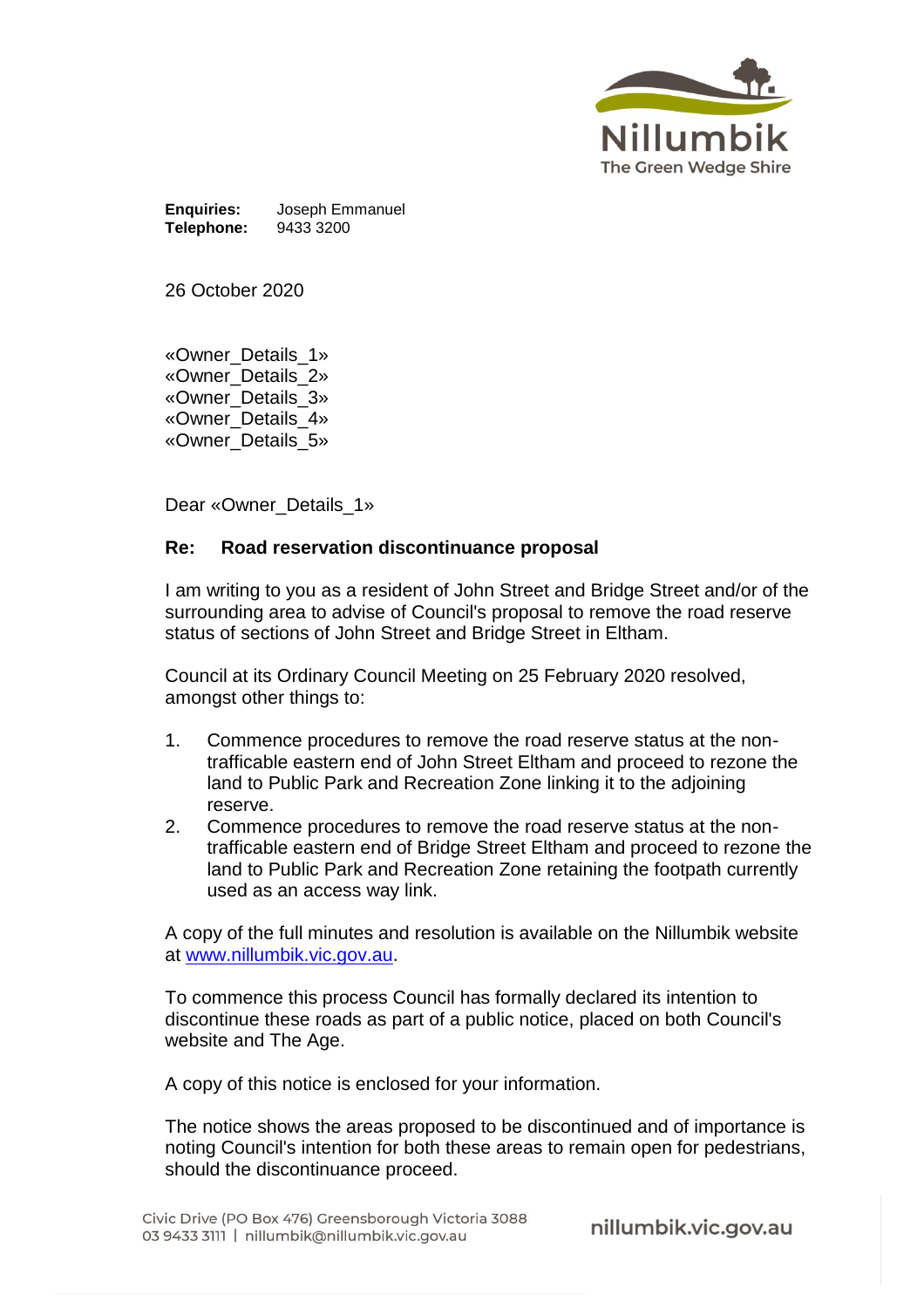**Enquiries:** Joseph Emmanuel
**Telephone:** 9433 3200

26 October 2020

«Owner_Details_1»
«Owner_Details_2»
«Owner_Details_3»
«Owner_Details_4»
«Owner_Details_5»

Dear «Owner_Details_1»

**Re: Road reservation discontinuance proposal**

I am writing to you as a resident of John Street and Bridge Street and/or of the surrounding area to advise of Council's proposal to remove the road reserve status of sections of John Street and Bridge Street in Eltham.

Council at its Ordinary Council Meeting on 25 February 2020 resolved, amongst other things to:

1. Commence procedures to remove the road reserve status at the non-trafficable eastern end of John Street Eltham and proceed to rezone the land to Public Park and Recreation Zone linking it to the adjoining reserve.
2. Commence procedures to remove the road reserve status at the non-trafficable eastern end of Bridge Street Eltham and proceed to rezone the land to Public Park and Recreation Zone retaining the footpath currently used as an access way link.

A copy of the full minutes and resolution is available on the Nillumbik website at [www.nillumbik.vic.gov.au](www.nillumbik.vic.gov.au).

To commence this process Council has formally declared its intention to discontinue these roads as part of a public notice, placed on both Council's website and The Age.

A copy of this notice is enclosed for your information.

The notice shows the areas proposed to be discontinued and of importance is noting Council's intention for both these areas to remain open for pedestrians, should the discontinuance proceed.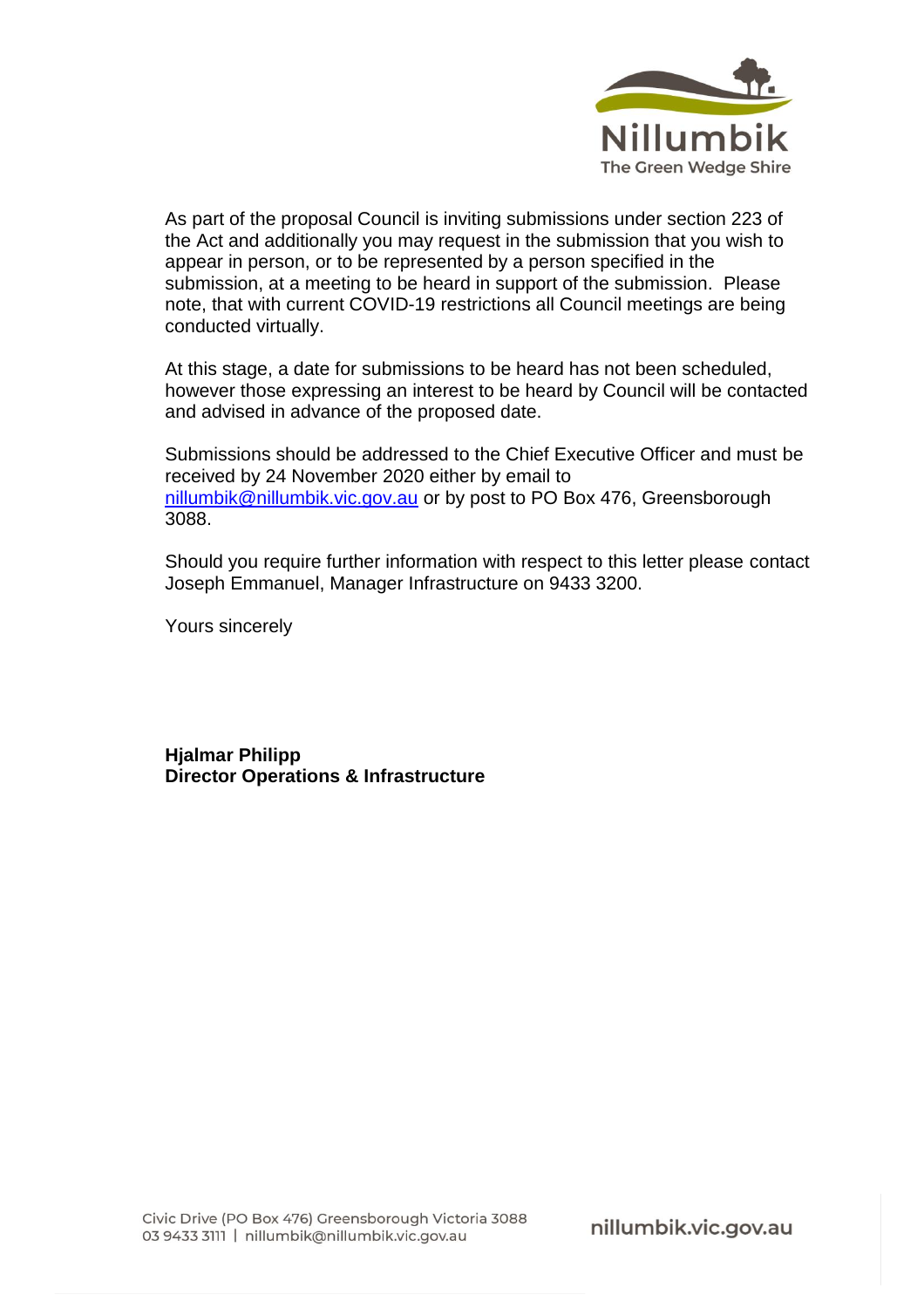As part of the proposal Council is inviting submissions under section 223 of the Act and additionally you may request in the submission that you wish to appear in person, or to be represented by a person specified in the submission, at a meeting to be heard in support of the submission. Please note, that with current COVID-19 restrictions all Council meetings are being conducted virtually.

At this stage, a date for submissions to be heard has not been scheduled, however those expressing an interest to be heard by Council will be contacted and advised in advance of the proposed date.

Submissions should be addressed to the Chief Executive Officer and must be received by 24 November 2020 either by email to nillumbik@nillumbik.vic.gov.au or by post to PO Box 476, Greensborough 3088.

Should you require further information with respect to this letter please contact Joseph Emmanuel, Manager Infrastructure on 9433 3200.

Yours sincerely

**Hjalmar Philipp**
**Director Operations & Infrastructure**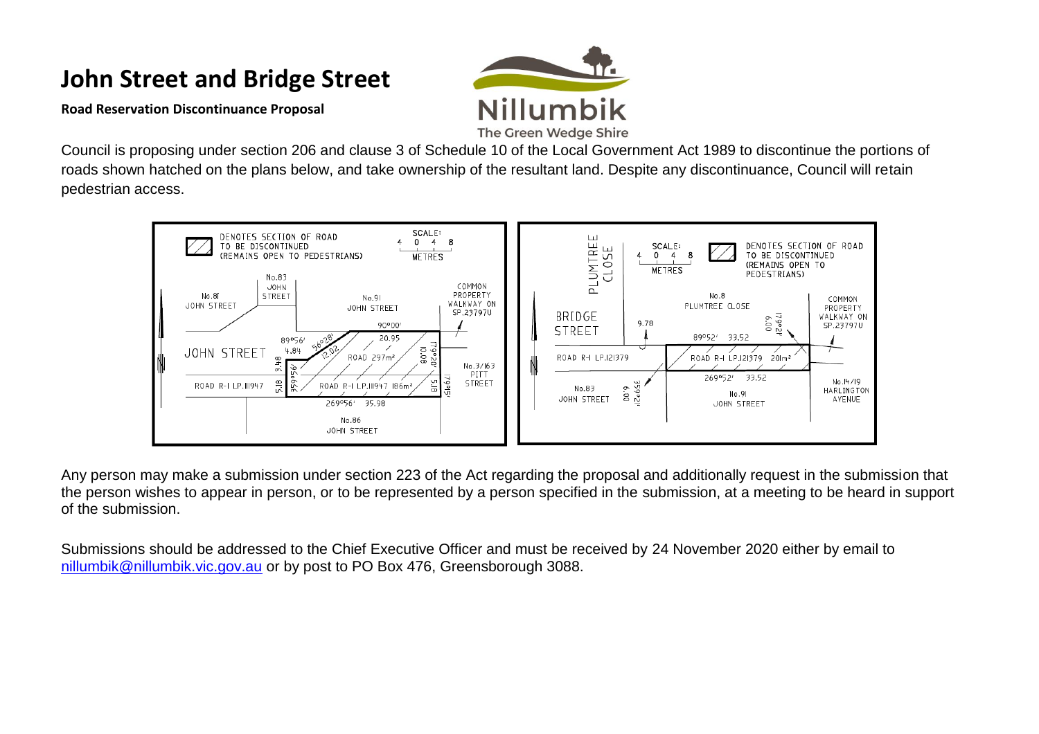# John Street and Bridge Street

**Road Reservation Discontinuance Proposal**

Nillumbik
The Green Wedge Shire

Council is proposing under section 206 and clause 3 of Schedule 10 of the Local Government Act 1989 to discontinue the portions of roads shown hatched on the plans below, and take ownership of the resultant land. Despite any discontinuance, Council will retain pedestrian access.

DENOTES SECTION OF ROAD TO BE DISCONTINUED (REMAINS OPEN TO PEDESTRIANS)

SCALE: 4 0 4 8 METRES

No.83 JOHN STREET
No.81 JOHN STREET
No.91 JOHN STREET
COMMON PROPERTY WALKWAY ON SP.23797U
JOHN STREET
ROAD R-1 LP.111947
ROAD 297m²
ROAD R-1 LP.111947 186m²
No.3/163 PITT STREET
No.86 JOHN STREET
89°56' 4.84
56°28' 12.02
90°00' 20.95
179°20' 10.08
179°56' 5.18
359°56' 9.48
5.18
269°56' 35.98

PLUMTREE CLOSE
BRIDGE STREET
No.8 PLUMTREE CLOSE
COMMON PROPERTY WALKWAY ON SP.23797U
ROAD R-1 LP.121379
ROAD R-1 LP.121379 201m²
No.83 JOHN STREET
No.91 JOHN STREET
No.14/19 HARLINGTON AVENUE
9.78
89°52' 33.52
179°21' 6.00
269°52' 33.52
359°21' 6.00

Any person may make a submission under section 223 of the Act regarding the proposal and additionally request in the submission that the person wishes to appear in person, or to be represented by a person specified in the submission, at a meeting to be heard in support of the submission.

Submissions should be addressed to the Chief Executive Officer and must be received by 24 November 2020 either by email to nillumbik@nillumbik.vic.gov.au or by post to PO Box 476, Greensborough 3088.